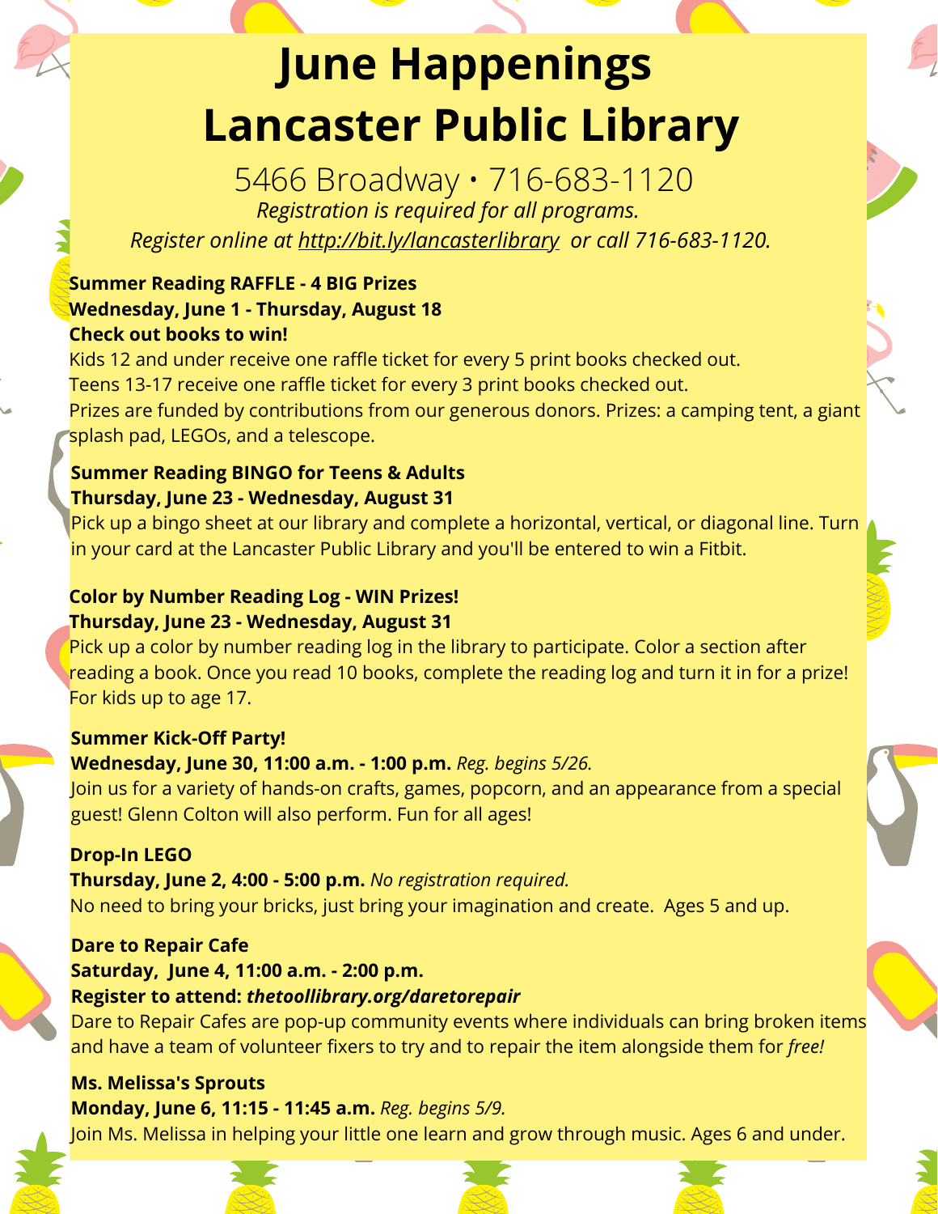# June Happenings
# Lancaster Public Library

5466 Broadway • 716-683-1120

*Registration is required for all programs.*

*Register online at http://bit.ly/lancasterlibrary or call 716-683-1120.*

**Summer Reading RAFFLE - 4 BIG Prizes**
**Wednesday, June 1 - Thursday, August 18**
**Check out books to win!**

Kids 12 and under receive one raffle ticket for every 5 print books checked out.
Teens 13-17 receive one raffle ticket for every 3 print books checked out.
Prizes are funded by contributions from our generous donors. Prizes: a camping tent, a giant splash pad, LEGOs, and a telescope.

**Summer Reading BINGO for Teens & Adults**
**Thursday, June 23 - Wednesday, August 31**

Pick up a bingo sheet at our library and complete a horizontal, vertical, or diagonal line. Turn in your card at the Lancaster Public Library and you'll be entered to win a Fitbit.

**Color by Number Reading Log - WIN Prizes!**
**Thursday, June 23 - Wednesday, August 31**

Pick up a color by number reading log in the library to participate. Color a section after reading a book. Once you read 10 books, complete the reading log and turn it in for a prize! For kids up to age 17.

**Summer Kick-Off Party!**
**Wednesday, June 30, 11:00 a.m. - 1:00 p.m.** *Reg. begins 5/26.*

Join us for a variety of hands-on crafts, games, popcorn, and an appearance from a special guest! Glenn Colton will also perform. Fun for all ages!

**Drop-In LEGO**
**Thursday, June 2, 4:00 - 5:00 p.m.** *No registration required.*

No need to bring your bricks, just bring your imagination and create. Ages 5 and up.

**Dare to Repair Cafe**
**Saturday, June 4, 11:00 a.m. - 2:00 p.m.**
**Register to attend: *thetoollibrary.org/daretorepair***

Dare to Repair Cafes are pop-up community events where individuals can bring broken items and have a team of volunteer fixers to try and to repair the item alongside them for *free!*

**Ms. Melissa's Sprouts**
**Monday, June 6, 11:15 - 11:45 a.m.** *Reg. begins 5/9.*

Join Ms. Melissa in helping your little one learn and grow through music. Ages 6 and under.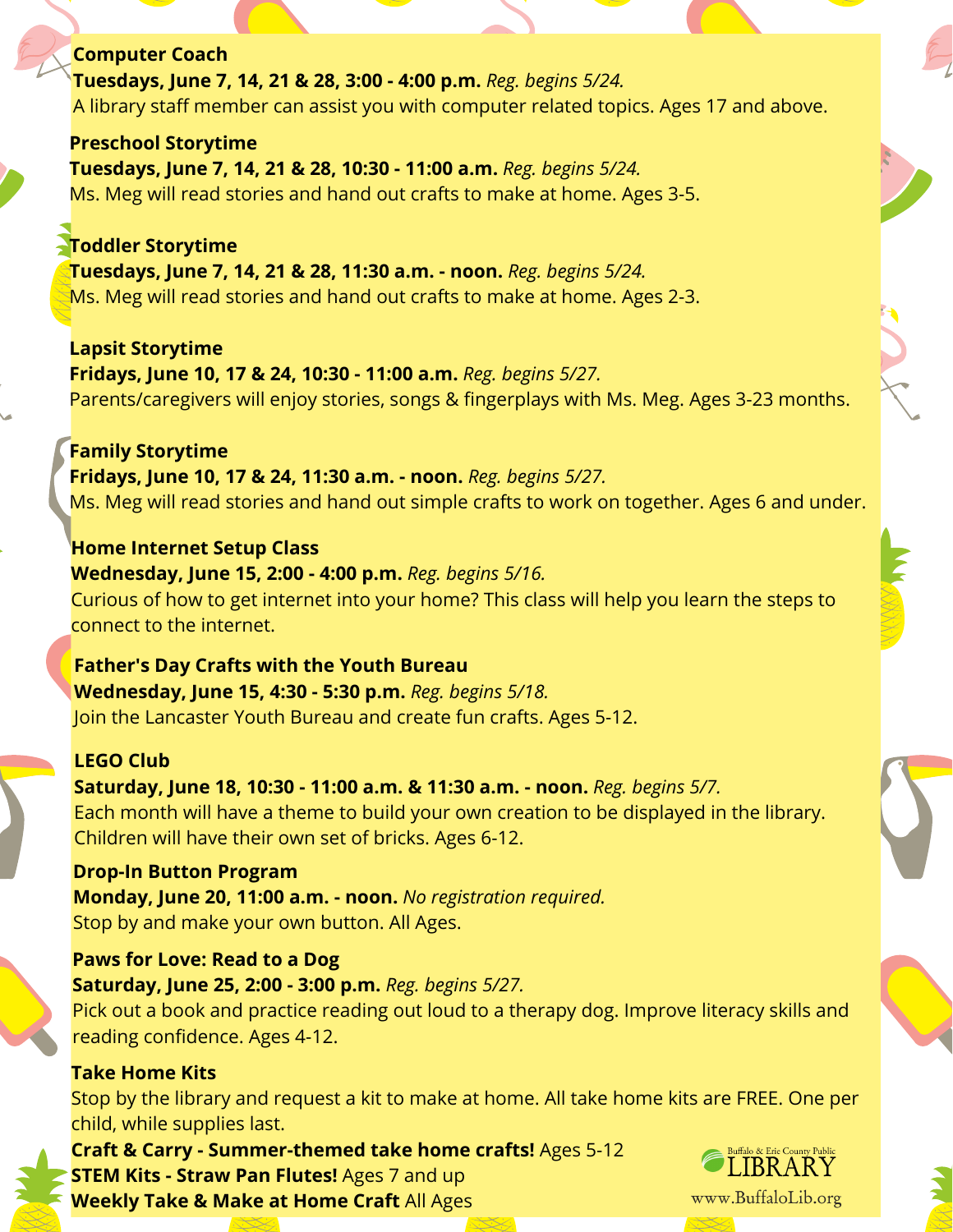**Computer Coach**
**Tuesdays, June 7, 14, 21 & 28, 3:00 - 4:00 p.m.** *Reg. begins 5/24.*
A library staff member can assist you with computer related topics. Ages 17 and above.

**Preschool Storytime**
**Tuesdays, June 7, 14, 21 & 28, 10:30 - 11:00 a.m.** *Reg. begins 5/24.*
Ms. Meg will read stories and hand out crafts to make at home. Ages 3-5.

**Toddler Storytime**
**Tuesdays, June 7, 14, 21 & 28, 11:30 a.m. - noon.** *Reg. begins 5/24.*
Ms. Meg will read stories and hand out crafts to make at home. Ages 2-3.

**Lapsit Storytime**
**Fridays, June 10, 17 & 24, 10:30 - 11:00 a.m.** *Reg. begins 5/27.*
Parents/caregivers will enjoy stories, songs & fingerplays with Ms. Meg. Ages 3-23 months.

**Family Storytime**
**Fridays, June 10, 17 & 24, 11:30 a.m. - noon.** *Reg. begins 5/27.*
Ms. Meg will read stories and hand out simple crafts to work on together. Ages 6 and under.

**Home Internet Setup Class**
**Wednesday, June 15, 2:00 - 4:00 p.m.** *Reg. begins 5/16.*
Curious of how to get internet into your home? This class will help you learn the steps to connect to the internet.

**Father's Day Crafts with the Youth Bureau**
**Wednesday, June 15, 4:30 - 5:30 p.m.** *Reg. begins 5/18.*
Join the Lancaster Youth Bureau and create fun crafts. Ages 5-12.

**LEGO Club**
**Saturday, June 18, 10:30 - 11:00 a.m. & 11:30 a.m. - noon.** *Reg. begins 5/7.*
Each month will have a theme to build your own creation to be displayed in the library. Children will have their own set of bricks. Ages 6-12.

**Drop-In Button Program**
**Monday, June 20, 11:00 a.m. - noon.** *No registration required.*
Stop by and make your own button. All Ages.

**Paws for Love: Read to a Dog**
**Saturday, June 25, 2:00 - 3:00 p.m.** *Reg. begins 5/27.*
Pick out a book and practice reading out loud to a therapy dog. Improve literacy skills and reading confidence. Ages 4-12.

**Take Home Kits**
Stop by the library and request a kit to make at home. All take home kits are FREE. One per child, while supplies last.
**Craft & Carry - Summer-themed take home crafts!** Ages 5-12
**STEM Kits - Straw Pan Flutes!** Ages 7 and up
**Weekly Take & Make at Home Craft** All Ages

Buffalo & Erie County Public LIBRARY
www.BuffaloLib.org